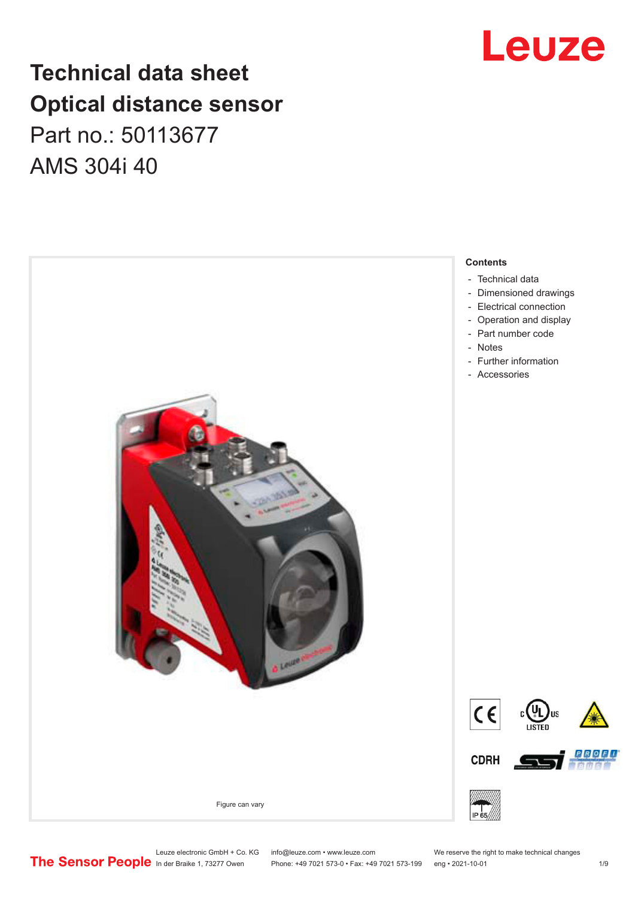# Technical data sheet
# Optical distance sensor

Part no.: 50113677

AMS 304i 40

Figure can vary

**Contents**

- Technical data
- Dimensioned drawings
- Electrical connection
- Operation and display
- Part number code
- Notes
- Further information
- Accessories

Leuze electronic GmbH + Co. KG
In der Braike 1, 73277 Owen

info@leuze.com • www.leuze.com
Phone: +49 7021 573-0 • Fax: +49 7021 573-199

We reserve the right to make technical changes
eng • 2021-10-01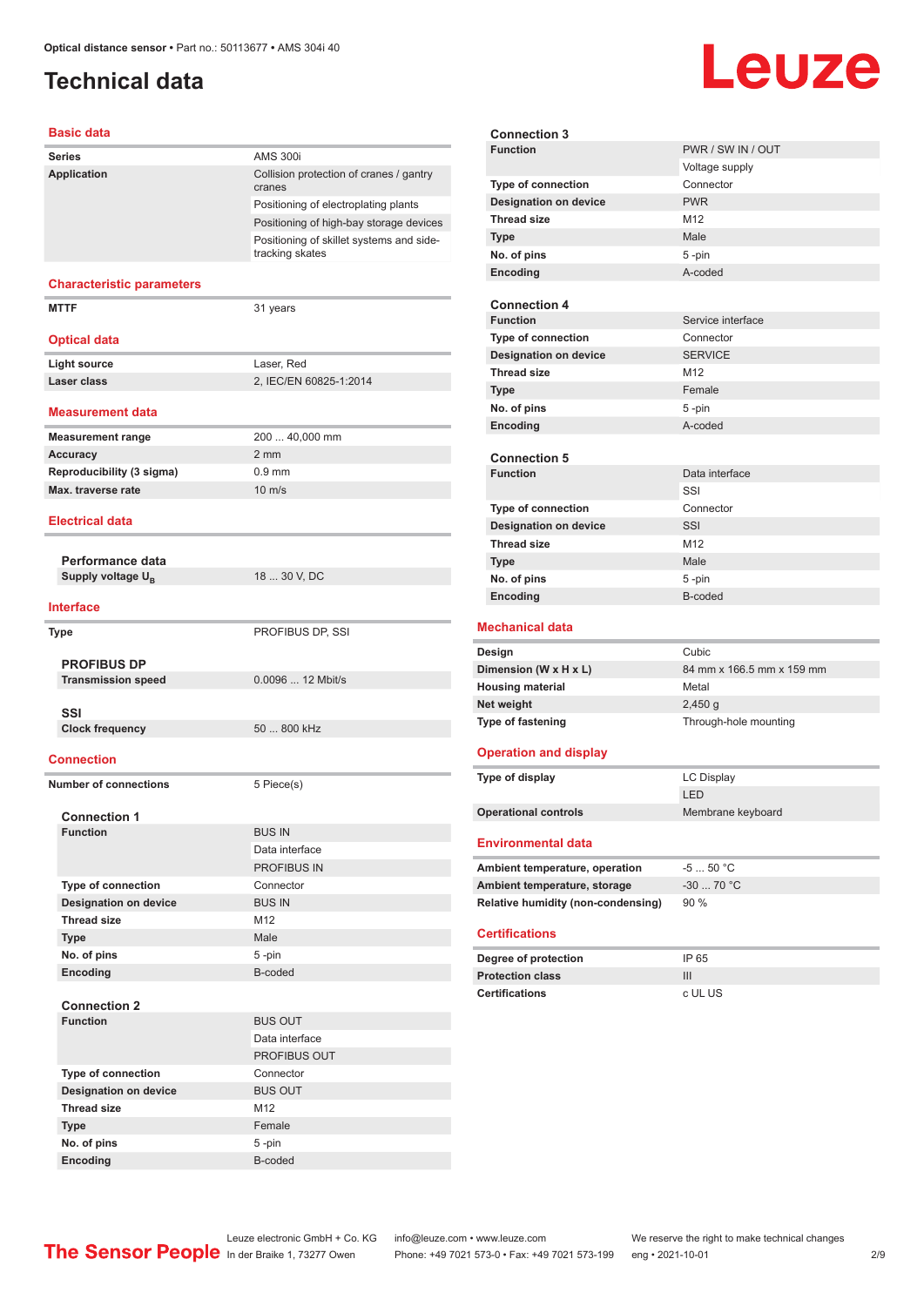# Technical data

## Basic data

| | |
|---|---|
| **Series** | AMS 300i |
| **Application** | Collision protection of cranes / gantry cranes |
| | Positioning of electroplating plants |
| | Positioning of high-bay storage devices |
| | Positioning of skillet systems and side-tracking skates |

## Characteristic parameters

| | |
|---|---|
| **MTTF** | 31 years |

## Optical data

| | |
|---|---|
| **Light source** | Laser, Red |
| **Laser class** | 2, IEC/EN 60825-1:2014 |

## Measurement data

| | |
|---|---|
| **Measurement range** | 200 ... 40,000 mm |
| **Accuracy** | 2 mm |
| **Reproducibility (3 sigma)** | 0.9 mm |
| **Max. traverse rate** | 10 m/s |

## Electrical data

### Performance data

| | |
|---|---|
| **Supply voltage $U_B$** | 18 ... 30 V, DC |

## Interface

| | |
|---|---|
| **Type** | PROFIBUS DP, SSI |

### PROFIBUS DP

| | |
|---|---|
| **Transmission speed** | 0.0096 ... 12 Mbit/s |

### SSI

| | |
|---|---|
| **Clock frequency** | 50 ... 800 kHz |

## Connection

| | |
|---|---|
| **Number of connections** | 5 Piece(s) |

### Connection 1

| | |
|---|---|
| **Function** | BUS IN |
| | Data interface |
| | PROFIBUS IN |
| **Type of connection** | Connector |
| **Designation on device** | BUS IN |
| **Thread size** | M12 |
| **Type** | Male |
| **No. of pins** | 5 -pin |
| **Encoding** | B-coded |

### Connection 2

| | |
|---|---|
| **Function** | BUS OUT |
| | Data interface |
| | PROFIBUS OUT |
| **Type of connection** | Connector |
| **Designation on device** | BUS OUT |
| **Thread size** | M12 |
| **Type** | Female |
| **No. of pins** | 5 -pin |
| **Encoding** | B-coded |

### Connection 3

| | |
|---|---|
| **Function** | PWR / SW IN / OUT |
| | Voltage supply |
| **Type of connection** | Connector |
| **Designation on device** | PWR |
| **Thread size** | M12 |
| **Type** | Male |
| **No. of pins** | 5 -pin |
| **Encoding** | A-coded |

### Connection 4

| | |
|---|---|
| **Function** | Service interface |
| **Type of connection** | Connector |
| **Designation on device** | SERVICE |
| **Thread size** | M12 |
| **Type** | Female |
| **No. of pins** | 5 -pin |
| **Encoding** | A-coded |

### Connection 5

| | |
|---|---|
| **Function** | Data interface |
| | SSI |
| **Type of connection** | Connector |
| **Designation on device** | SSI |
| **Thread size** | M12 |
| **Type** | Male |
| **No. of pins** | 5 -pin |
| **Encoding** | B-coded |

## Mechanical data

| | |
|---|---|
| **Design** | Cubic |
| **Dimension (W x H x L)** | 84 mm x 166.5 mm x 159 mm |
| **Housing material** | Metal |
| **Net weight** | 2,450 g |
| **Type of fastening** | Through-hole mounting |

## Operation and display

| | |
|---|---|
| **Type of display** | LC Display |
| | LED |
| **Operational controls** | Membrane keyboard |

## Environmental data

| | |
|---|---|
| **Ambient temperature, operation** | -5 ... 50 °C |
| **Ambient temperature, storage** | -30 ... 70 °C |
| **Relative humidity (non-condensing)** | 90 % |

## Certifications

| | |
|---|---|
| **Degree of protection** | IP 65 |
| **Protection class** | III |
| **Certifications** | c UL US |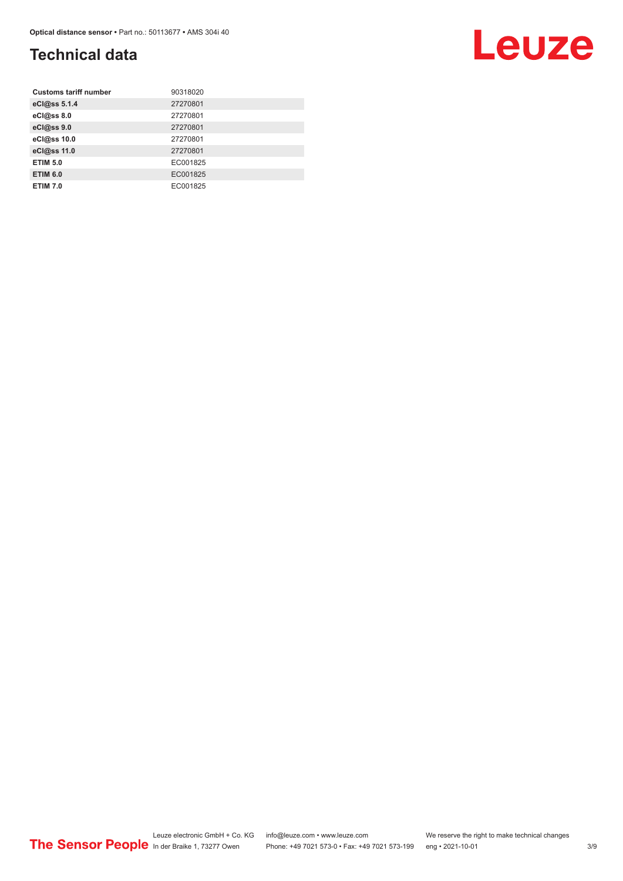# Technical data

| | |
|---|---|
| **Customs tariff number** | 90318020 |
| **eCl@ss 5.1.4** | 27270801 |
| **eCl@ss 8.0** | 27270801 |
| **eCl@ss 9.0** | 27270801 |
| **eCl@ss 10.0** | 27270801 |
| **eCl@ss 11.0** | 27270801 |
| **ETIM 5.0** | EC001825 |
| **ETIM 6.0** | EC001825 |
| **ETIM 7.0** | EC001825 |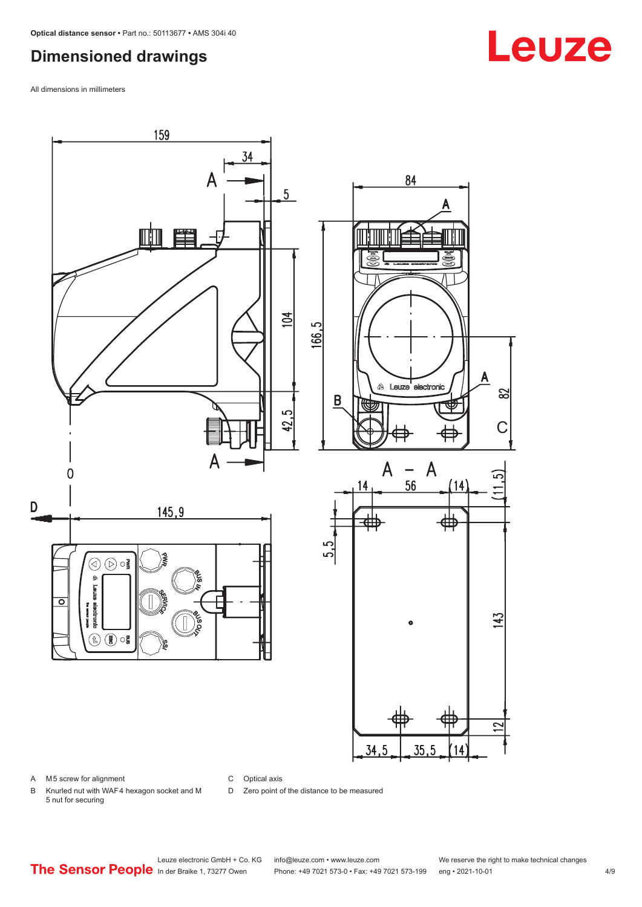## Dimensioned drawings

All dimensions in millimeters

A M5 screw for alignment

B Knurled nut with WAF4 hexagon socket and M 5 nut for securing

C Optical axis

D Zero point of the distance to be measured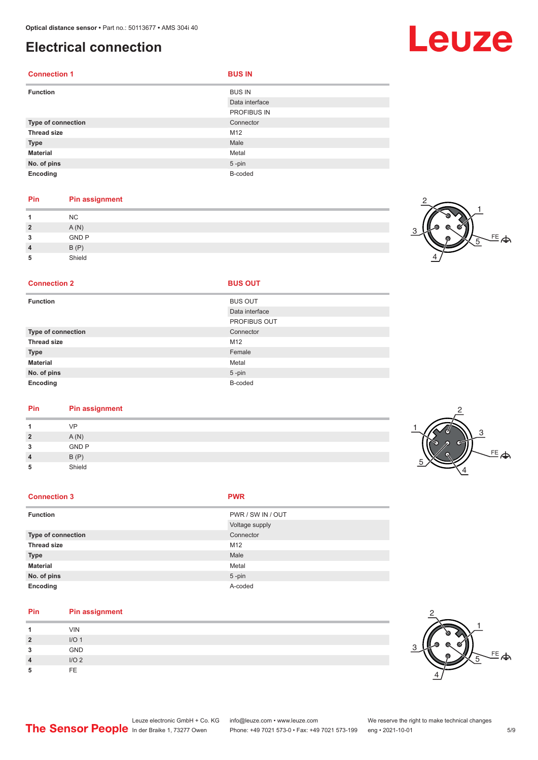# Electrical connection

| Connection 1 | BUS IN |
|---|---|
| **Function** | BUS IN |
| | Data interface |
| | PROFIBUS IN |
| **Type of connection** | Connector |
| **Thread size** | M12 |
| **Type** | Male |
| **Material** | Metal |
| **No. of pins** | 5 -pin |
| **Encoding** | B-coded |

| Pin | Pin assignment |
|---|---|
| 1 | NC |
| 2 | A (N) |
| 3 | GND P |
| 4 | B (P) |
| 5 | Shield |

| Connection 2 | BUS OUT |
|---|---|
| **Function** | BUS OUT |
| | Data interface |
| | PROFIBUS OUT |
| **Type of connection** | Connector |
| **Thread size** | M12 |
| **Type** | Female |
| **Material** | Metal |
| **No. of pins** | 5 -pin |
| **Encoding** | B-coded |

| Pin | Pin assignment |
|---|---|
| 1 | VP |
| 2 | A (N) |
| 3 | GND P |
| 4 | B (P) |
| 5 | Shield |

| Connection 3 | PWR |
|---|---|
| **Function** | PWR / SW IN / OUT |
| | Voltage supply |
| **Type of connection** | Connector |
| **Thread size** | M12 |
| **Type** | Male |
| **Material** | Metal |
| **No. of pins** | 5 -pin |
| **Encoding** | A-coded |

| Pin | Pin assignment |
|---|---|
| 1 | VIN |
| 2 | I/O 1 |
| 3 | GND |
| 4 | I/O 2 |
| 5 | FE |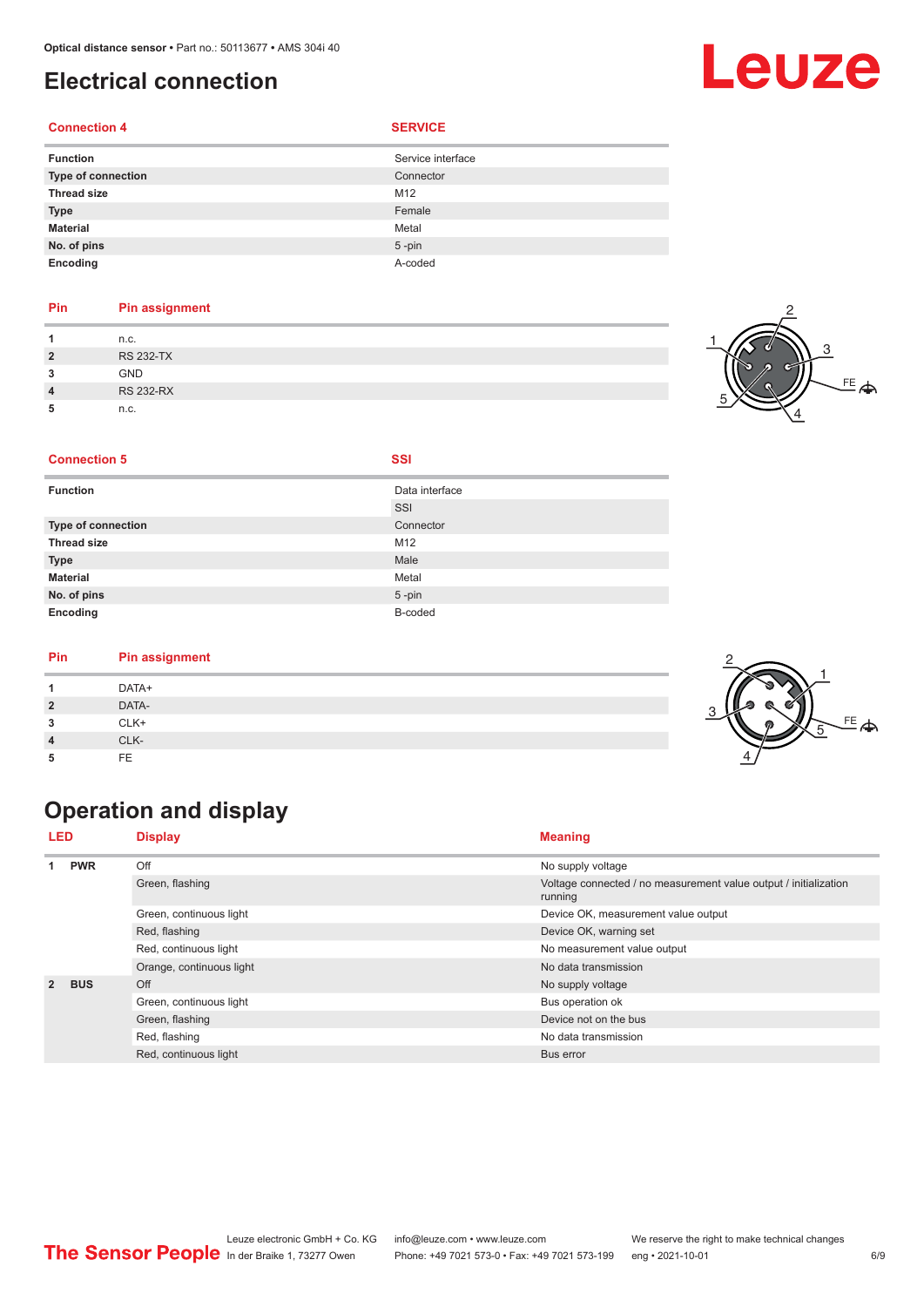# Electrical connection

| Connection 4 | SERVICE |
|---|---|
| **Function** | Service interface |
| **Type of connection** | Connector |
| **Thread size** | M12 |
| **Type** | Female |
| **Material** | Metal |
| **No. of pins** | 5 -pin |
| **Encoding** | A-coded |

| Pin | Pin assignment |
|---|---|
| **1** | n.c. |
| **2** | RS 232-TX |
| **3** | GND |
| **4** | RS 232-RX |
| **5** | n.c. |

| Connection 5 | SSI |
|---|---|
| **Function** | Data interface<br>SSI |
| **Type of connection** | Connector |
| **Thread size** | M12 |
| **Type** | Male |
| **Material** | Metal |
| **No. of pins** | 5 -pin |
| **Encoding** | B-coded |

| Pin | Pin assignment |
|---|---|
| **1** | DATA+ |
| **2** | DATA- |
| **3** | CLK+ |
| **4** | CLK- |
| **5** | FE |

# Operation and display

| LED | | Display | Meaning |
|---|---|---|---|
| **1** | **PWR** | Off | No supply voltage |
| | | Green, flashing | Voltage connected / no measurement value output / initialization running |
| | | Green, continuous light | Device OK, measurement value output |
| | | Red, flashing | Device OK, warning set |
| | | Red, continuous light | No measurement value output |
| | | Orange, continuous light | No data transmission |
| **2** | **BUS** | Off | No supply voltage |
| | | Green, continuous light | Bus operation ok |
| | | Green, flashing | Device not on the bus |
| | | Red, flashing | No data transmission |
| | | Red, continuous light | Bus error |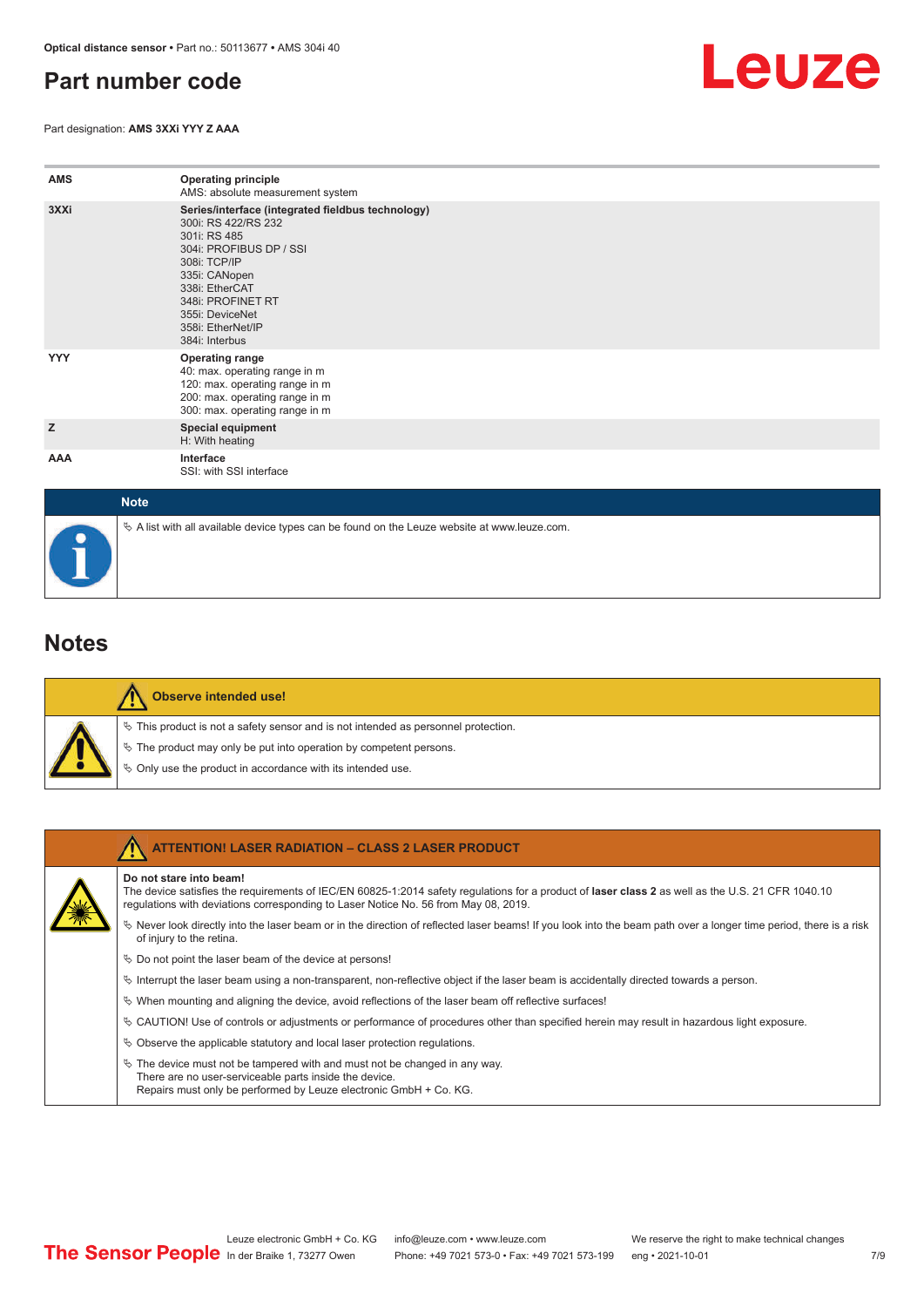# Part number code

Part designation: **AMS 3XXi YYY Z AAA**

| | |
|---|---|
| **AMS** | **Operating principle**<br>AMS: absolute measurement system |
| **3XXi** | **Series/interface (integrated fieldbus technology)**<br>300i: RS 422/RS 232<br>301i: RS 485<br>304i: PROFIBUS DP / SSI<br>308i: TCP/IP<br>335i: CANopen<br>338i: EtherCAT<br>348i: PROFINET RT<br>355i: DeviceNet<br>358i: EtherNet/IP<br>384i: Interbus |
| **YYY** | **Operating range**<br>40: max. operating range in m<br>120: max. operating range in m<br>200: max. operating range in m<br>300: max. operating range in m |
| **Z** | **Special equipment**<br>H: With heating |
| **AAA** | **Interface**<br>SSI: with SSI interface |

**Note**

- A list with all available device types can be found on the Leuze website at www.leuze.com.

# Notes

**Observe intended use!**

- This product is not a safety sensor and is not intended as personnel protection.
- The product may only be put into operation by competent persons.
- Only use the product in accordance with its intended use.

**ATTENTION! LASER RADIATION – CLASS 2 LASER PRODUCT**

**Do not stare into beam!**
The device satisfies the requirements of IEC/EN 60825-1:2014 safety regulations for a product of **laser class 2** as well as the U.S. 21 CFR 1040.10 regulations with deviations corresponding to Laser Notice No. 56 from May 08, 2019.

- Never look directly into the laser beam or in the direction of reflected laser beams! If you look into the beam path over a longer time period, there is a risk of injury to the retina.
- Do not point the laser beam of the device at persons!
- Interrupt the laser beam using a non-transparent, non-reflective object if the laser beam is accidentally directed towards a person.
- When mounting and aligning the device, avoid reflections of the laser beam off reflective surfaces!
- CAUTION! Use of controls or adjustments or performance of procedures other than specified herein may result in hazardous light exposure.
- Observe the applicable statutory and local laser protection regulations.
- The device must not be tampered with and must not be changed in any way.
  There are no user-serviceable parts inside the device.
  Repairs must only be performed by Leuze electronic GmbH + Co. KG.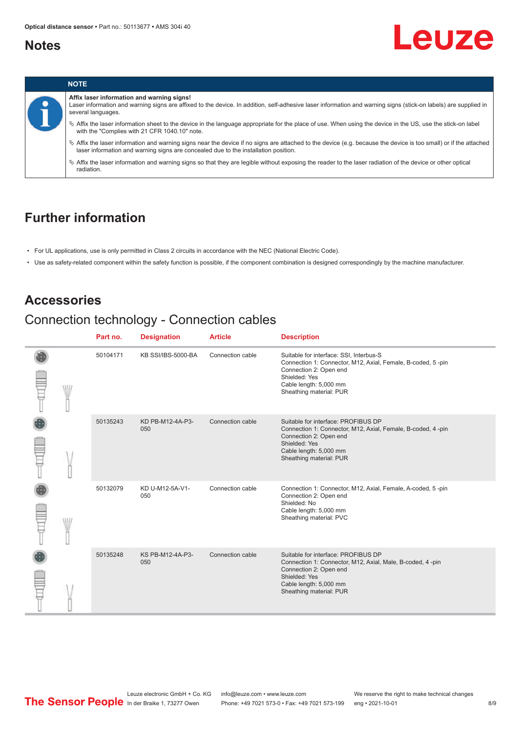# Notes

**NOTE**

**Affix laser information and warning signs!**

Laser information and warning signs are affixed to the device. In addition, self-adhesive laser information and warning signs (stick-on labels) are supplied in several languages.

- Affix the laser information sheet to the device in the language appropriate for the place of use. When using the device in the US, use the stick-on label with the "Complies with 21 CFR 1040.10" note.
- Affix the laser information and warning signs near the device if no signs are attached to the device (e.g. because the device is too small) or if the attached laser information and warning signs are concealed due to the installation position.
- Affix the laser information and warning signs so that they are legible without exposing the reader to the laser radiation of the device or other optical radiation.

## Further information

- For UL applications, use is only permitted in Class 2 circuits in accordance with the NEC (National Electric Code).
- Use as safety-related component within the safety function is possible, if the component combination is designed correspondingly by the machine manufacturer.

## Accessories

### Connection technology - Connection cables

| Part no. | Designation | Article | Description |
|---|---|---|---|
| 50104171 | KB SSI/IBS-5000-BA | Connection cable | Suitable for interface: SSI, Interbus-S<br>Connection 1: Connector, M12, Axial, Female, B-coded, 5 -pin<br>Connection 2: Open end<br>Shielded: Yes<br>Cable length: 5,000 mm<br>Sheathing material: PUR |
| 50135243 | KD PB-M12-4A-P3-050 | Connection cable | Suitable for interface: PROFIBUS DP<br>Connection 1: Connector, M12, Axial, Female, B-coded, 4 -pin<br>Connection 2: Open end<br>Shielded: Yes<br>Cable length: 5,000 mm<br>Sheathing material: PUR |
| 50132079 | KD U-M12-5A-V1-050 | Connection cable | Connection 1: Connector, M12, Axial, Female, A-coded, 5 -pin<br>Connection 2: Open end<br>Shielded: No<br>Cable length: 5,000 mm<br>Sheathing material: PVC |
| 50135248 | KS PB-M12-4A-P3-050 | Connection cable | Suitable for interface: PROFIBUS DP<br>Connection 1: Connector, M12, Axial, Male, B-coded, 4 -pin<br>Connection 2: Open end<br>Shielded: Yes<br>Cable length: 5,000 mm<br>Sheathing material: PUR |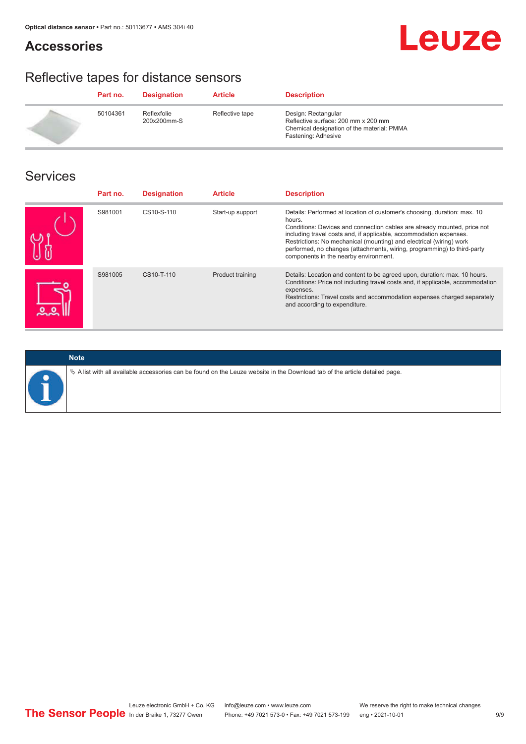## Accessories

### Reflective tapes for distance sensors

| Part no. | Designation | Article | Description |
|---|---|---|---|
| 50104361 | Reflexfolie 200x200mm-S | Reflective tape | Design: Rectangular<br>Reflective surface: 200 mm x 200 mm<br>Chemical designation of the material: PMMA<br>Fastening: Adhesive |

### Services

| Part no. | Designation | Article | Description |
|---|---|---|---|
| S981001 | CS10-S-110 | Start-up support | Details: Performed at location of customer's choosing, duration: max. 10 hours.<br>Conditions: Devices and connection cables are already mounted, price not including travel costs and, if applicable, accommodation expenses.<br>Restrictions: No mechanical (mounting) and electrical (wiring) work performed, no changes (attachments, wiring, programming) to third-party components in the nearby environment. |
| S981005 | CS10-T-110 | Product training | Details: Location and content to be agreed upon, duration: max. 10 hours.<br>Conditions: Price not including travel costs and, if applicable, accommodation expenses.<br>Restrictions: Travel costs and accommodation expenses charged separately and according to expenditure. |

**Note**

✎ A list with all available accessories can be found on the Leuze website in the Download tab of the article detailed page.